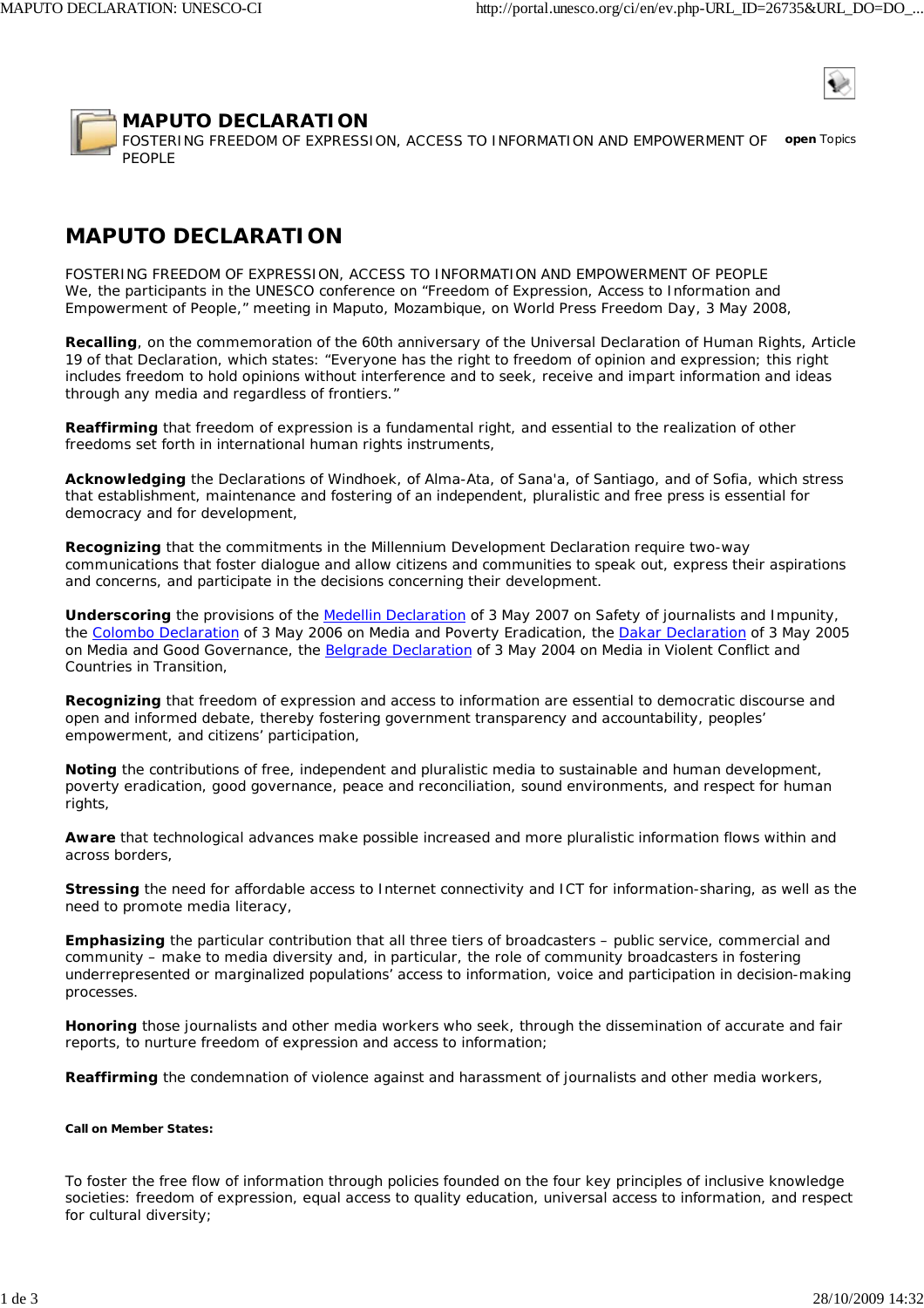# MAPUTO DECLARATION

FOSTERING FREEDOM OF EXPRESSION, ACCESS TO INFORMATION AND EMPOWERMENT OF PEOPLE

open Topics

## MAPUTO DECLARATION

FOSTERING FREEDOM OF EXPRESSION, ACCESS TO INFORMATION AND EMPOWERMENT OF PEOPLE
We, the participants in the UNESCO conference on "Freedom of Expression, Access to Information and Empowerment of People," meeting in Maputo, Mozambique, on World Press Freedom Day, 3 May 2008,

**Recalling**, on the commemoration of the 60th anniversary of the Universal Declaration of Human Rights, Article 19 of that Declaration, which states: "Everyone has the right to freedom of opinion and expression; this right includes freedom to hold opinions without interference and to seek, receive and impart information and ideas through any media and regardless of frontiers."

**Reaffirming** that freedom of expression is a fundamental right, and essential to the realization of other freedoms set forth in international human rights instruments,

**Acknowledging** the Declarations of Windhoek, of Alma-Ata, of Sana'a, of Santiago, and of Sofia, which stress that establishment, maintenance and fostering of an independent, pluralistic and free press is essential for democracy and for development,

**Recognizing** that the commitments in the Millennium Development Declaration require two-way communications that foster dialogue and allow citizens and communities to speak out, express their aspirations and concerns, and participate in the decisions concerning their development.

**Underscoring** the provisions of the Medellin Declaration of 3 May 2007 on Safety of journalists and Impunity, the Colombo Declaration of 3 May 2006 on Media and Poverty Eradication, the Dakar Declaration of 3 May 2005 on Media and Good Governance, the Belgrade Declaration of 3 May 2004 on Media in Violent Conflict and Countries in Transition,

**Recognizing** that freedom of expression and access to information are essential to democratic discourse and open and informed debate, thereby fostering government transparency and accountability, peoples' empowerment, and citizens' participation,

**Noting** the contributions of free, independent and pluralistic media to sustainable and human development, poverty eradication, good governance, peace and reconciliation, sound environments, and respect for human rights,

**Aware** that technological advances make possible increased and more pluralistic information flows within and across borders,

**Stressing** the need for affordable access to Internet connectivity and ICT for information-sharing, as well as the need to promote media literacy,

**Emphasizing** the particular contribution that all three tiers of broadcasters – public service, commercial and community – make to media diversity and, in particular, the role of community broadcasters in fostering underrepresented or marginalized populations' access to information, voice and participation in decision-making processes.

**Honoring** those journalists and other media workers who seek, through the dissemination of accurate and fair reports, to nurture freedom of expression and access to information;

**Reaffirming** the condemnation of violence against and harassment of journalists and other media workers,

**Call on Member States:**

To foster the free flow of information through policies founded on the four key principles of inclusive knowledge societies: freedom of expression, equal access to quality education, universal access to information, and respect for cultural diversity;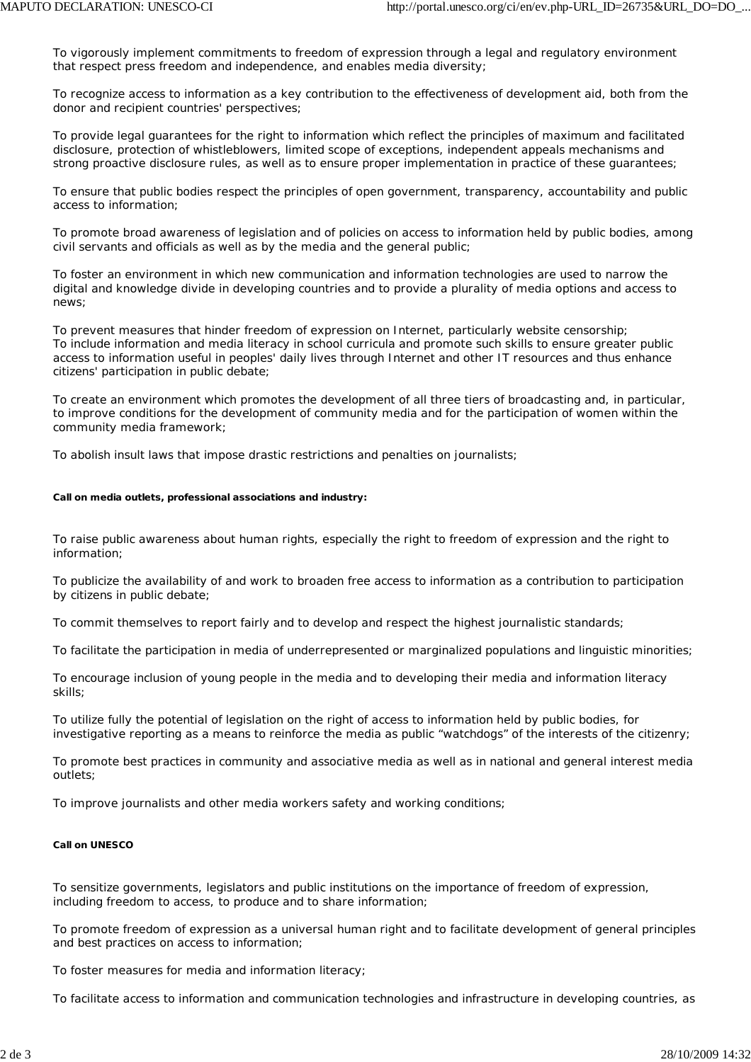To vigorously implement commitments to freedom of expression through a legal and regulatory environment that respect press freedom and independence, and enables media diversity;

To recognize access to information as a key contribution to the effectiveness of development aid, both from the donor and recipient countries' perspectives;

To provide legal guarantees for the right to information which reflect the principles of maximum and facilitated disclosure, protection of whistleblowers, limited scope of exceptions, independent appeals mechanisms and strong proactive disclosure rules, as well as to ensure proper implementation in practice of these guarantees;

To ensure that public bodies respect the principles of open government, transparency, accountability and public access to information;

To promote broad awareness of legislation and of policies on access to information held by public bodies, among civil servants and officials as well as by the media and the general public;

To foster an environment in which new communication and information technologies are used to narrow the digital and knowledge divide in developing countries and to provide a plurality of media options and access to news;

To prevent measures that hinder freedom of expression on Internet, particularly website censorship;
To include information and media literacy in school curricula and promote such skills to ensure greater public access to information useful in peoples' daily lives through Internet and other IT resources and thus enhance citizens' participation in public debate;

To create an environment which promotes the development of all three tiers of broadcasting and, in particular, to improve conditions for the development of community media and for the participation of women within the community media framework;

To abolish insult laws that impose drastic restrictions and penalties on journalists;

**Call on media outlets, professional associations and industry:**

To raise public awareness about human rights, especially the right to freedom of expression and the right to information;

To publicize the availability of and work to broaden free access to information as a contribution to participation by citizens in public debate;

To commit themselves to report fairly and to develop and respect the highest journalistic standards;

To facilitate the participation in media of underrepresented or marginalized populations and linguistic minorities;

To encourage inclusion of young people in the media and to developing their media and information literacy skills;

To utilize fully the potential of legislation on the right of access to information held by public bodies, for investigative reporting as a means to reinforce the media as public "watchdogs" of the interests of the citizenry;

To promote best practices in community and associative media as well as in national and general interest media outlets;

To improve journalists and other media workers safety and working conditions;

**Call on UNESCO**

To sensitize governments, legislators and public institutions on the importance of freedom of expression, including freedom to access, to produce and to share information;

To promote freedom of expression as a universal human right and to facilitate development of general principles and best practices on access to information;

To foster measures for media and information literacy;

To facilitate access to information and communication technologies and infrastructure in developing countries, as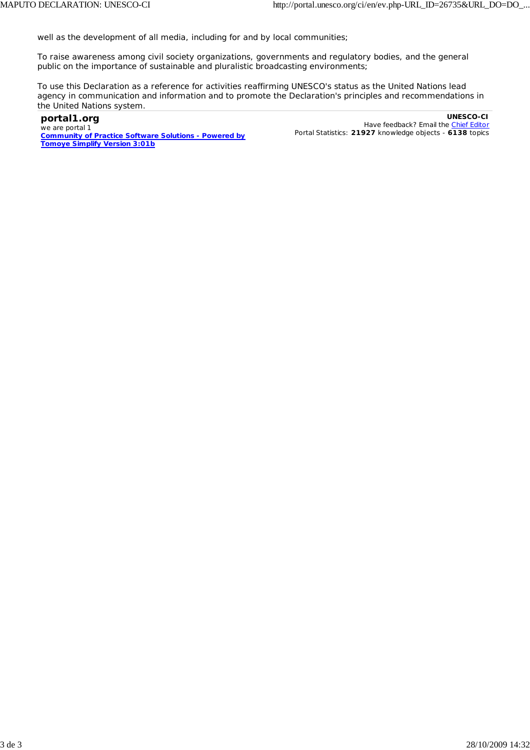well as the development of all media, including for and by local communities;

To raise awareness among civil society organizations, governments and regulatory bodies, and the general public on the importance of sustainable and pluralistic broadcasting environments;

To use this Declaration as a reference for activities reaffirming UNESCO's status as the United Nations lead agency in communication and information and to promote the Declaration's principles and recommendations in the United Nations system.

**portal1.org**
we are portal 1
**Community of Practice Software Solutions - Powered by Tomoye Simplify Version 3:01b**

**UNESCO-CI**
Have feedback? Email the Chief Editor
Portal Statistics: **21927** knowledge objects - **6138** topics